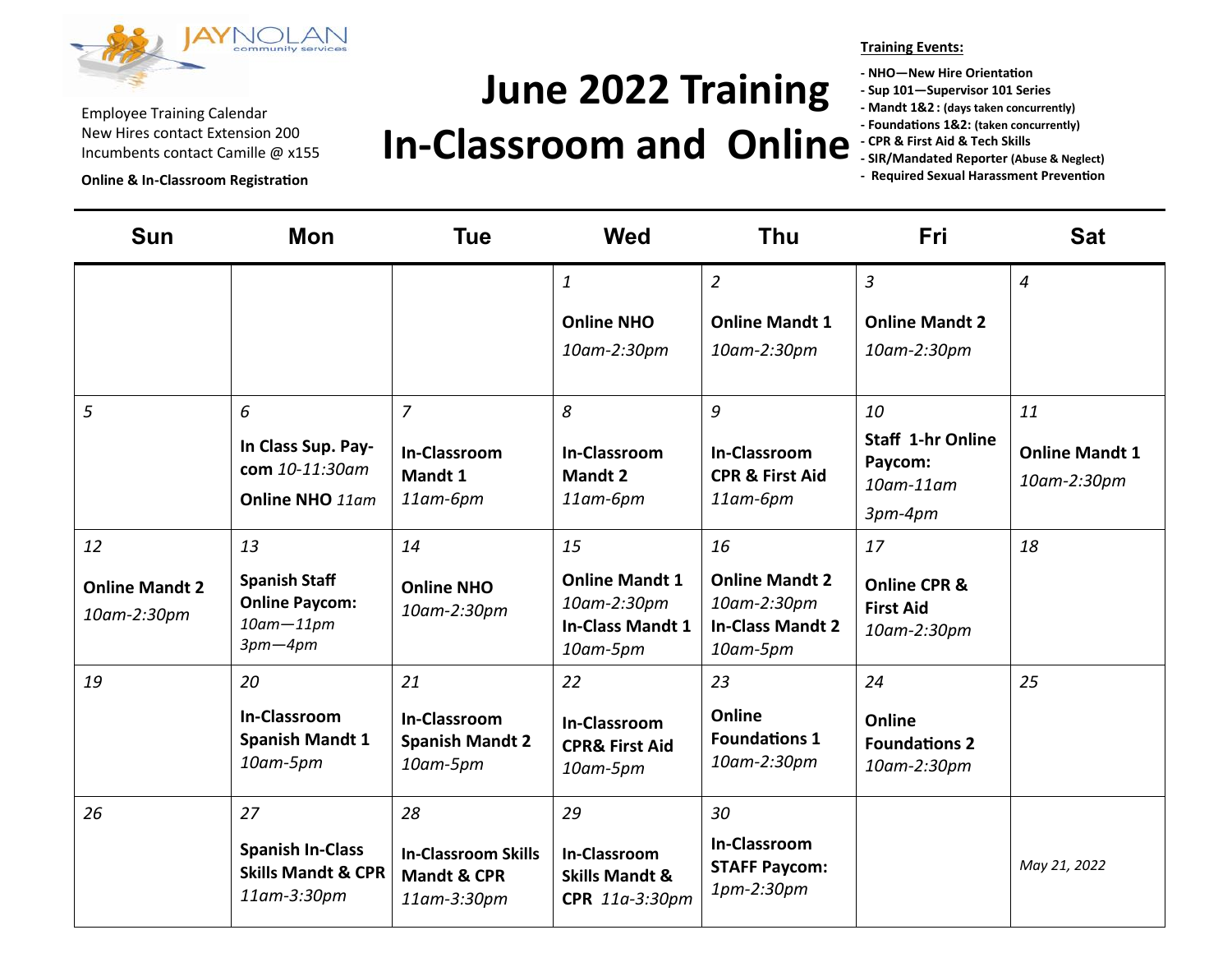JAYNOLAN community services

Employee Training Calendar
New Hires contact Extension 200
Incumbents contact Camille @ x155

**Online & In-Classroom Registration**

# June 2022 Training In-Classroom and Online

**Training Events:**

- **NHO—New Hire Orientation**
- **Sup 101—Supervisor 101 Series**
- **Mandt 1&2 : (days taken concurrently)**
- **Foundations 1&2: (taken concurrently)**
- **CPR & First Aid & Tech Skills**
- **SIR/Mandated Reporter (Abuse & Neglect)**
- **Required Sexual Harassment Prevention**

| Sun | Mon | Tue | Wed | Thu | Fri | Sat |
|---|---|---|---|---|---|---|
| | | | *1* **Online NHO** *10am-2:30pm* | *2* **Online Mandt 1** *10am-2:30pm* | *3* **Online Mandt 2** *10am-2:30pm* | *4* |
| *5* | *6* **In Class Sup. Pay-com** *10-11:30am* **Online NHO** *11am* | *7* **In-Classroom Mandt 1** *11am-6pm* | *8* **In-Classroom Mandt 2** *11am-6pm* | *9* **In-Classroom CPR & First Aid** *11am-6pm* | *10* **Staff 1-hr Online Paycom:** *10am-11am* *3pm-4pm* | *11* **Online Mandt 1** *10am-2:30pm* |
| *12* **Online Mandt 2** *10am-2:30pm* | *13* **Spanish Staff Online Paycom:** *10am—11pm* *3pm—4pm* | *14* **Online NHO** *10am-2:30pm* | *15* **Online Mandt 1** *10am-2:30pm* **In-Class Mandt 1** *10am-5pm* | *16* **Online Mandt 2** *10am-2:30pm* **In-Class Mandt 2** *10am-5pm* | *17* **Online CPR & First Aid** *10am-2:30pm* | *18* |
| *19* | *20* **In-Classroom Spanish Mandt 1** *10am-5pm* | *21* **In-Classroom Spanish Mandt 2** *10am-5pm* | *22* **In-Classroom CPR& First Aid** *10am-5pm* | *23* **Online Foundations 1** *10am-2:30pm* | *24* **Online Foundations 2** *10am-2:30pm* | *25* |
| *26* | *27* **Spanish In-Class Skills Mandt & CPR** *11am-3:30pm* | *28* **In-Classroom Skills Mandt & CPR** *11am-3:30pm* | *29* **In-Classroom Skills Mandt & CPR** *11a-3:30pm* | *30* **In-Classroom STAFF Paycom:** *1pm-2:30pm* | | *May 21, 2022* |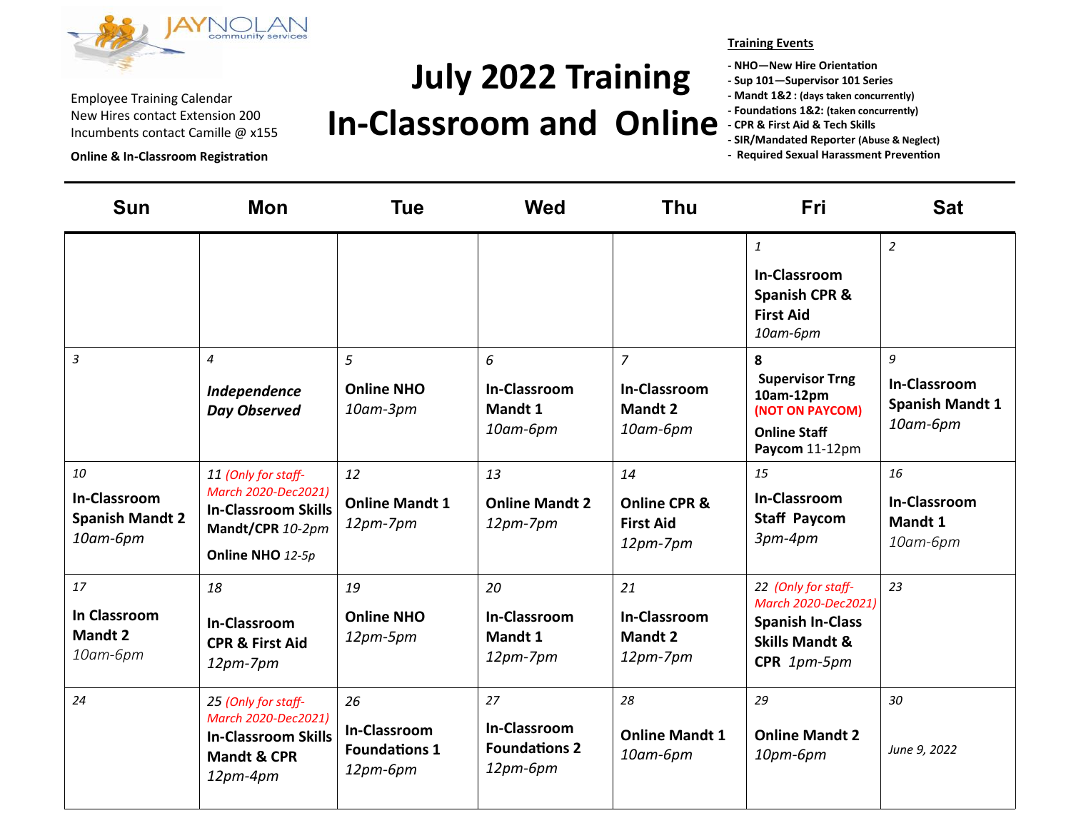JAYNOLAN community services

Employee Training Calendar
New Hires contact Extension 200
Incumbents contact Camille @ x155

**Online & In-Classroom Registration**

# July 2022 Training
# In-Classroom and Online

**Training Events**

- **NHO—New Hire Orientation**
- **Sup 101—Supervisor 101 Series**
- **Mandt 1&2 : (days taken concurrently)**
- **Foundations 1&2: (taken concurrently)**
- **CPR & First Aid & Tech Skills**
- **SIR/Mandated Reporter (Abuse & Neglect)**
- **Required Sexual Harassment Prevention**

| Sun | Mon | Tue | Wed | Thu | Fri | Sat |
|---|---|---|---|---|---|---|
| | | | | | *1* **In-Classroom Spanish CPR & First Aid** *10am-6pm* | *2* |
| *3* | *4* ***Independence Day Observed*** | *5* **Online NHO** *10am-3pm* | *6* **In-Classroom Mandt 1** *10am-6pm* | *7* **In-Classroom Mandt 2** *10am-6pm* | **8** **Supervisor Trng 10am-12pm** **(NOT ON PAYCOM)** **Online Staff Paycom** 11-12pm | *9* **In-Classroom Spanish Mandt 1** *10am-6pm* |
| *10* **In-Classroom Spanish Mandt 2** *10am-6pm* | *11 (Only for staff-March 2020-Dec2021)* **In-Classroom Skills Mandt/CPR** *10-2pm* **Online NHO** *12-5p* | *12* **Online Mandt 1** *12pm-7pm* | *13* **Online Mandt 2** *12pm-7pm* | *14* **Online CPR & First Aid** *12pm-7pm* | *15* **In-Classroom Staff Paycom** *3pm-4pm* | *16* **In-Classroom Mandt 1** *10am-6pm* |
| *17* **In Classroom Mandt 2** *10am-6pm* | *18* **In-Classroom CPR & First Aid** *12pm-7pm* | *19* **Online NHO** *12pm-5pm* | *20* **In-Classroom Mandt 1** *12pm-7pm* | *21* **In-Classroom Mandt 2** *12pm-7pm* | *22 (Only for staff-March 2020-Dec2021)* **Spanish In-Class Skills Mandt & CPR** *1pm-5pm* | *23* |
| *24* | *25 (Only for staff-March 2020-Dec2021)* **In-Classroom Skills Mandt & CPR** *12pm-4pm* | *26* **In-Classroom Foundations 1** *12pm-6pm* | *27* **In-Classroom Foundations 2** *12pm-6pm* | *28* **Online Mandt 1** *10am-6pm* | *29* **Online Mandt 2** *10pm-6pm* | *30* *June 9, 2022* |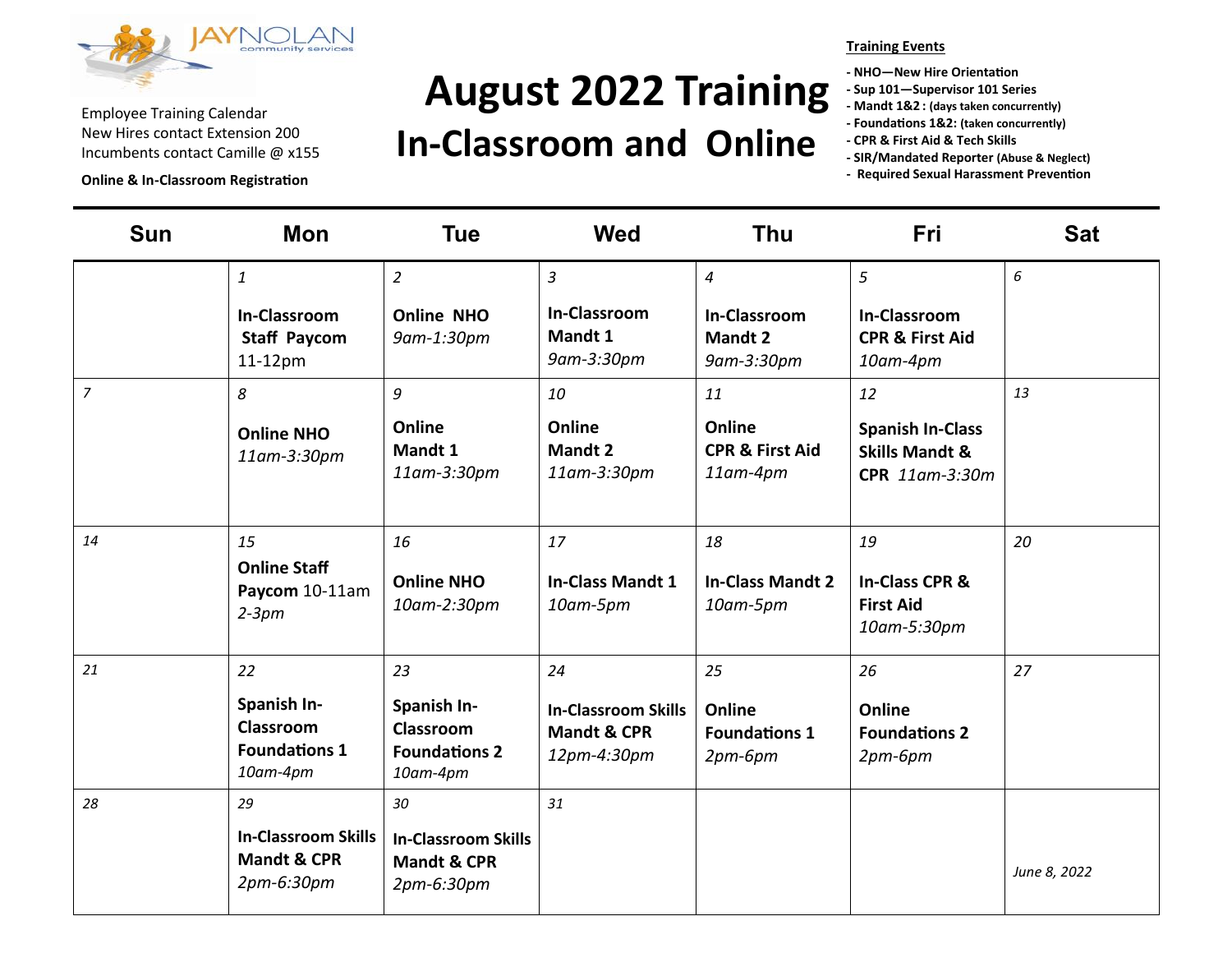JAYNOLAN community services

Employee Training Calendar
New Hires contact Extension 200
Incumbents contact Camille @ x155

**Online & In-Classroom Registration**

# August 2022 Training
## In-Classroom and Online

**Training Events**

- NHO—New Hire Orientation
- Sup 101—Supervisor 101 Series
- Mandt 1&2 : (days taken concurrently)
- Foundations 1&2: (taken concurrently)
- CPR & First Aid & Tech Skills
- SIR/Mandated Reporter (Abuse & Neglect)
- Required Sexual Harassment Prevention

| Sun | Mon | Tue | Wed | Thu | Fri | Sat |
|---|---|---|---|---|---|---|
| | *1* **In-Classroom Staff Paycom** 11-12pm | *2* **Online NHO** *9am-1:30pm* | *3* **In-Classroom Mandt 1** *9am-3:30pm* | *4* **In-Classroom Mandt 2** *9am-3:30pm* | *5* **In-Classroom CPR & First Aid** *10am-4pm* | *6* |
| *7* | *8* **Online NHO** *11am-3:30pm* | *9* **Online Mandt 1** *11am-3:30pm* | *10* **Online Mandt 2** *11am-3:30pm* | *11* **Online CPR & First Aid** *11am-4pm* | *12* **Spanish In-Class Skills Mandt & CPR** *11am-3:30m* | *13* |
| *14* | *15* **Online Staff Paycom** 10-11am *2-3pm* | *16* **Online NHO** *10am-2:30pm* | *17* **In-Class Mandt 1** *10am-5pm* | *18* **In-Class Mandt 2** *10am-5pm* | *19* **In-Class CPR & First Aid** *10am-5:30pm* | *20* |
| *21* | *22* **Spanish In-Classroom Foundations 1** *10am-4pm* | *23* **Spanish In-Classroom Foundations 2** *10am-4pm* | *24* **In-Classroom Skills Mandt & CPR** *12pm-4:30pm* | *25* **Online Foundations 1** *2pm-6pm* | *26* **Online Foundations 2** *2pm-6pm* | *27* |
| *28* | *29* **In-Classroom Skills Mandt & CPR** *2pm-6:30pm* | *30* **In-Classroom Skills Mandt & CPR** *2pm-6:30pm* | *31* | | | *June 8, 2022* |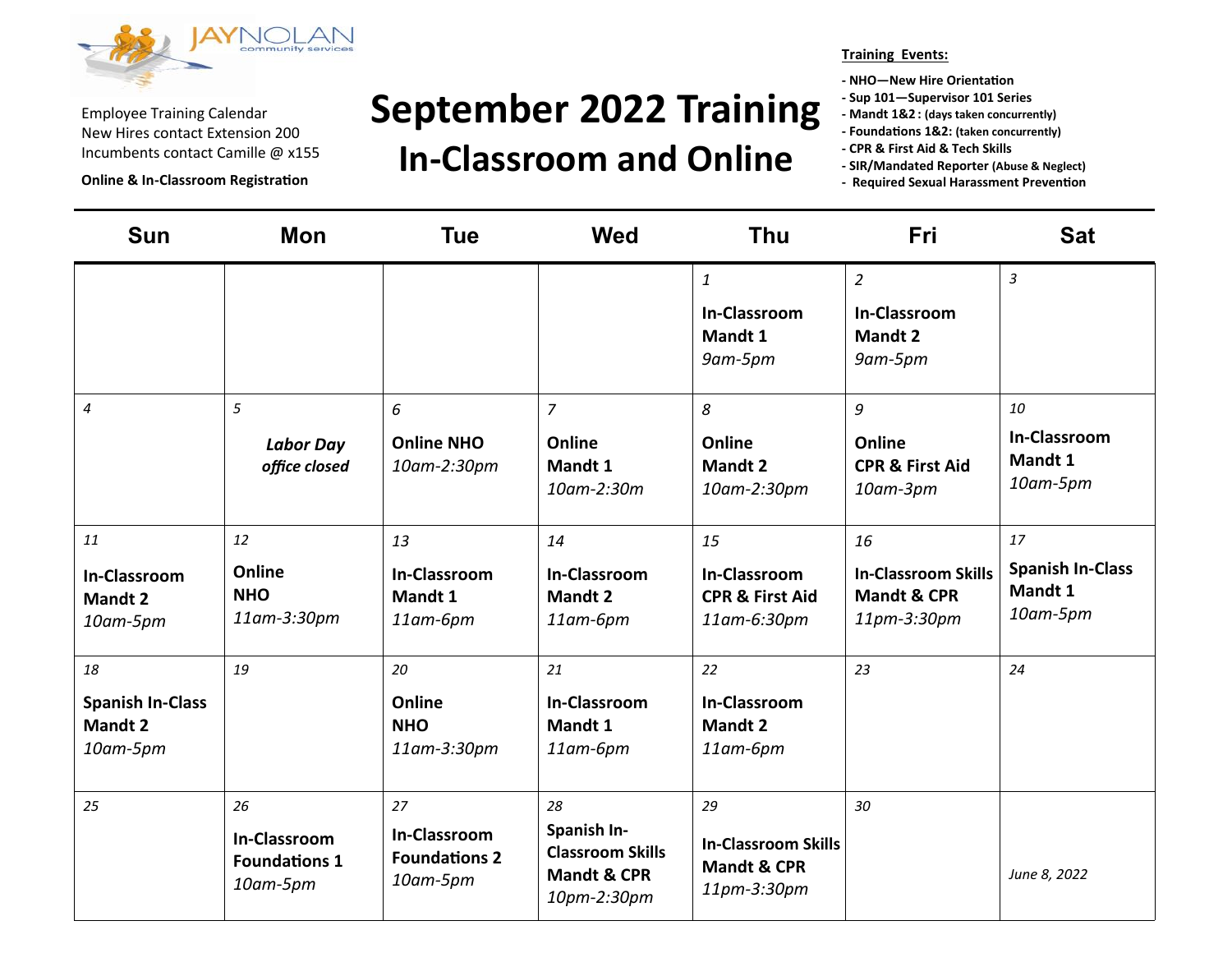JAYNOLAN community services

Employee Training Calendar
New Hires contact Extension 200
Incumbents contact Camille @ x155

**Online & In-Classroom Registration**

# September 2022 Training
## In-Classroom and Online

**Training Events:**

- **NHO—New Hire Orientation**
- **Sup 101—Supervisor 101 Series**
- **Mandt 1&2 : (days taken concurrently)**
- **Foundations 1&2: (taken concurrently)**
- **CPR & First Aid & Tech Skills**
- **SIR/Mandated Reporter (Abuse & Neglect)**
- **Required Sexual Harassment Prevention**

| Sun | Mon | Tue | Wed | Thu | Fri | Sat |
|---|---|---|---|---|---|---|
| | | | | *1* **In-Classroom Mandt 1** *9am-5pm* | *2* **In-Classroom Mandt 2** *9am-5pm* | *3* |
| *4* | *5* ***Labor Day office closed*** | *6* **Online NHO** *10am-2:30pm* | *7* **Online Mandt 1** *10am-2:30m* | *8* **Online Mandt 2** *10am-2:30pm* | *9* **Online CPR & First Aid** *10am-3pm* | *10* **In-Classroom Mandt 1** *10am-5pm* |
| *11* **In-Classroom Mandt 2** *10am-5pm* | *12* **Online NHO** *11am-3:30pm* | *13* **In-Classroom Mandt 1** *11am-6pm* | *14* **In-Classroom Mandt 2** *11am-6pm* | *15* **In-Classroom CPR & First Aid** *11am-6:30pm* | *16* **In-Classroom Skills Mandt & CPR** *11pm-3:30pm* | *17* **Spanish In-Class Mandt 1** *10am-5pm* |
| *18* **Spanish In-Class Mandt 2** *10am-5pm* | *19* | *20* **Online NHO** *11am-3:30pm* | *21* **In-Classroom Mandt 1** *11am-6pm* | *22* **In-Classroom Mandt 2** *11am-6pm* | *23* | *24* |
| *25* | *26* **In-Classroom Foundations 1** *10am-5pm* | *27* **In-Classroom Foundations 2** *10am-5pm* | *28* **Spanish In-Classroom Skills Mandt & CPR** *10pm-2:30pm* | *29* **In-Classroom Skills Mandt & CPR** *11pm-3:30pm* | *30* | *June 8, 2022* |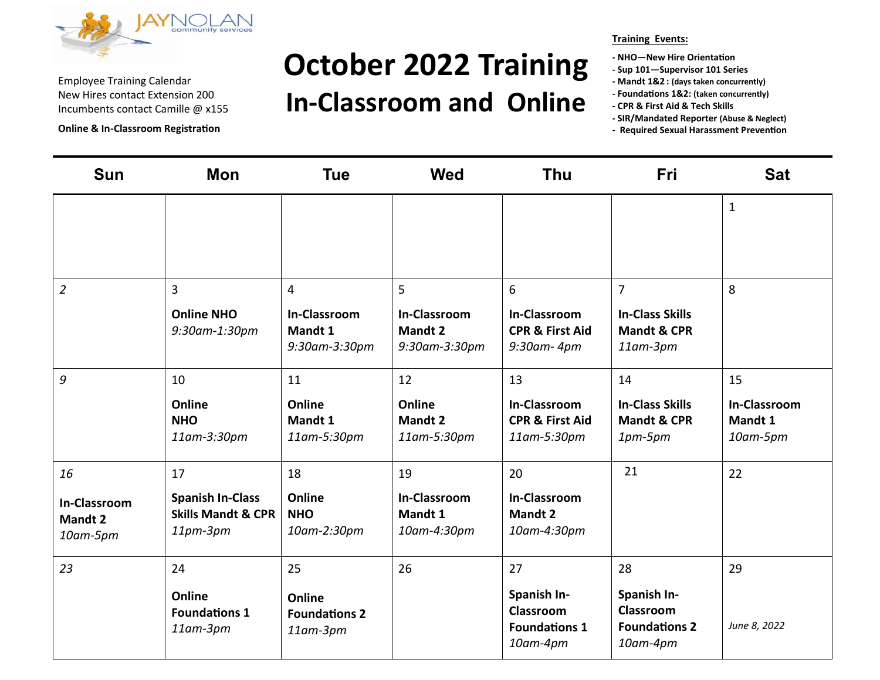JAYNOLAN community services

Employee Training Calendar
New Hires contact Extension 200
Incumbents contact Camille @ x155

**Online & In-Classroom Registration**

# October 2022 Training
## In-Classroom and Online

**Training Events:**

- **NHO—New Hire Orientation**
- **Sup 101—Supervisor 101 Series**
- **Mandt 1&2 : (days taken concurrently)**
- **Foundations 1&2: (taken concurrently)**
- **CPR & First Aid & Tech Skills**
- **SIR/Mandated Reporter (Abuse & Neglect)**
- **Required Sexual Harassment Prevention**

| Sun | Mon | Tue | Wed | Thu | Fri | Sat |
|---|---|---|---|---|---|---|
| | | | | | | 1 |
| 2 | 3<br>**Online NHO**<br>*9:30am-1:30pm* | 4<br>**In-Classroom Mandt 1**<br>*9:30am-3:30pm* | 5<br>**In-Classroom Mandt 2**<br>*9:30am-3:30pm* | 6<br>**In-Classroom CPR & First Aid**<br>*9:30am- 4pm* | 7<br>**In-Class Skills Mandt & CPR**<br>*11am-3pm* | 8 |
| 9 | 10<br>**Online NHO**<br>*11am-3:30pm* | 11<br>**Online Mandt 1**<br>*11am-5:30pm* | 12<br>**Online Mandt 2**<br>*11am-5:30pm* | 13<br>**In-Classroom CPR & First Aid**<br>*11am-5:30pm* | 14<br>**In-Class Skills Mandt & CPR**<br>*1pm-5pm* | 15<br>**In-Classroom Mandt 1**<br>*10am-5pm* |
| 16<br>**In-Classroom Mandt 2**<br>*10am-5pm* | 17<br>**Spanish In-Class Skills Mandt & CPR**<br>*11pm-3pm* | 18<br>**Online NHO**<br>*10am-2:30pm* | 19<br>**In-Classroom Mandt 1**<br>*10am-4:30pm* | 20<br>**In-Classroom Mandt 2**<br>*10am-4:30pm* | 21 | 22 |
| 23 | 24<br>**Online Foundations 1**<br>*11am-3pm* | 25<br>**Online Foundations 2**<br>*11am-3pm* | 26 | 27<br>**Spanish In-Classroom Foundations 1**<br>*10am-4pm* | 28<br>**Spanish In-Classroom Foundations 2**<br>*10am-4pm* | 29<br>*June 8, 2022* |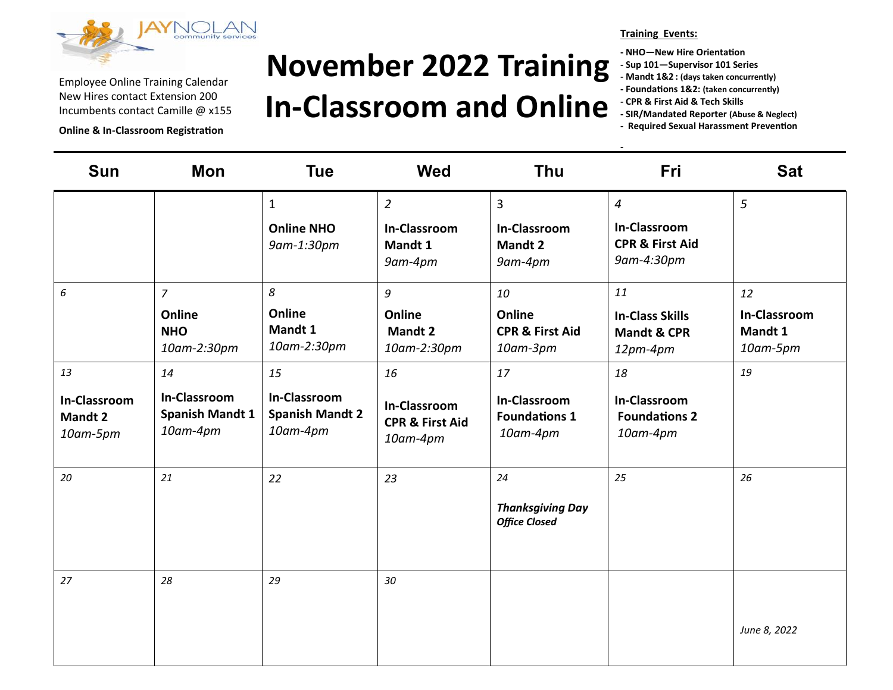Employee Online Training Calendar
New Hires contact Extension 200
Incumbents contact Camille @ x155

**Online & In-Classroom Registration**

# November 2022 Training In-Classroom and Online

**Training Events:**

- **NHO—New Hire Orientation**
- **Sup 101—Supervisor 101 Series**
- **Mandt 1&2 : (days taken concurrently)**
- **Foundations 1&2: (taken concurrently)**
- **CPR & First Aid & Tech Skills**
- **SIR/Mandated Reporter (Abuse & Neglect)**
- **Required Sexual Harassment Prevention**

| Sun | Mon | Tue | Wed | Thu | Fri | Sat |
|---|---|---|---|---|---|---|
| | | 1 **Online NHO** *9am-1:30pm* | 2 **In-Classroom Mandt 1** *9am-4pm* | 3 **In-Classroom Mandt 2** *9am-4pm* | 4 **In-Classroom CPR & First Aid** *9am-4:30pm* | 5 |
| 6 | 7 **Online NHO** *10am-2:30pm* | 8 **Online Mandt 1** *10am-2:30pm* | 9 **Online Mandt 2** *10am-2:30pm* | 10 **Online CPR & First Aid** *10am-3pm* | 11 **In-Class Skills Mandt & CPR** *12pm-4pm* | 12 **In-Classroom Mandt 1** *10am-5pm* |
| 13 **In-Classroom Mandt 2** *10am-5pm* | 14 **In-Classroom Spanish Mandt 1** *10am-4pm* | 15 **In-Classroom Spanish Mandt 2** *10am-4pm* | 16 **In-Classroom CPR & First Aid** *10am-4pm* | 17 **In-Classroom Foundations 1** *10am-4pm* | 18 **In-Classroom Foundations 2** *10am-4pm* | 19 |
| 20 | 21 | 22 | 23 | 24 ***Thanksgiving Day Office Closed*** | 25 | 26 |
| 27 | 28 | 29 | 30 | | | *June 8, 2022* |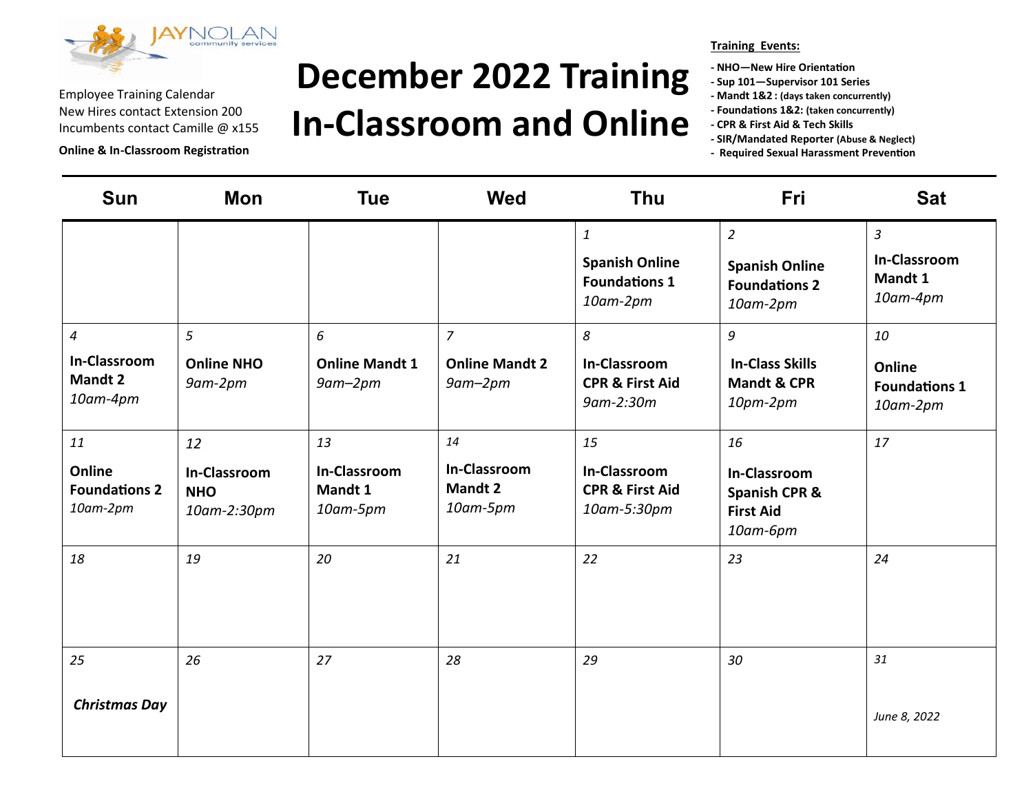JAYNOLAN community services

Employee Training Calendar
New Hires contact Extension 200
Incumbents contact Camille @ x155

**Online & In-Classroom Registration**

# December 2022 Training In-Classroom and Online

**Training Events:**

- **NHO—New Hire Orientation**
- **Sup 101—Supervisor 101 Series**
- **Mandt 1&2 : (days taken concurrently)**
- **Foundations 1&2: (taken concurrently)**
- **CPR & First Aid & Tech Skills**
- **SIR/Mandated Reporter (Abuse & Neglect)**
- **Required Sexual Harassment Prevention**

| Sun | Mon | Tue | Wed | Thu | Fri | Sat |
|---|---|---|---|---|---|---|
| | | | | *1* **Spanish Online Foundations 1** *10am-2pm* | *2* **Spanish Online Foundations 2** *10am-2pm* | *3* **In-Classroom Mandt 1** *10am-4pm* |
| *4* **In-Classroom Mandt 2** *10am-4pm* | *5* **Online NHO** *9am-2pm* | *6* **Online Mandt 1** *9am–2pm* | *7* **Online Mandt 2** *9am–2pm* | *8* **In-Classroom CPR & First Aid** *9am-2:30m* | *9* **In-Class Skills Mandt & CPR** *10pm-2pm* | *10* **Online Foundations 1** *10am-2pm* |
| *11* **Online Foundations 2** *10am-2pm* | *12* **In-Classroom NHO** *10am-2:30pm* | *13* **In-Classroom Mandt 1** *10am-5pm* | *14* **In-Classroom Mandt 2** *10am-5pm* | *15* **In-Classroom CPR & First Aid** *10am-5:30pm* | *16* **In-Classroom Spanish CPR & First Aid** *10am-6pm* | *17* |
| *18* | *19* | *20* | *21* | *22* | *23* | *24* |
| *25* ***Christmas Day*** | *26* | *27* | *28* | *29* | *30* | *31* *June 8, 2022* |